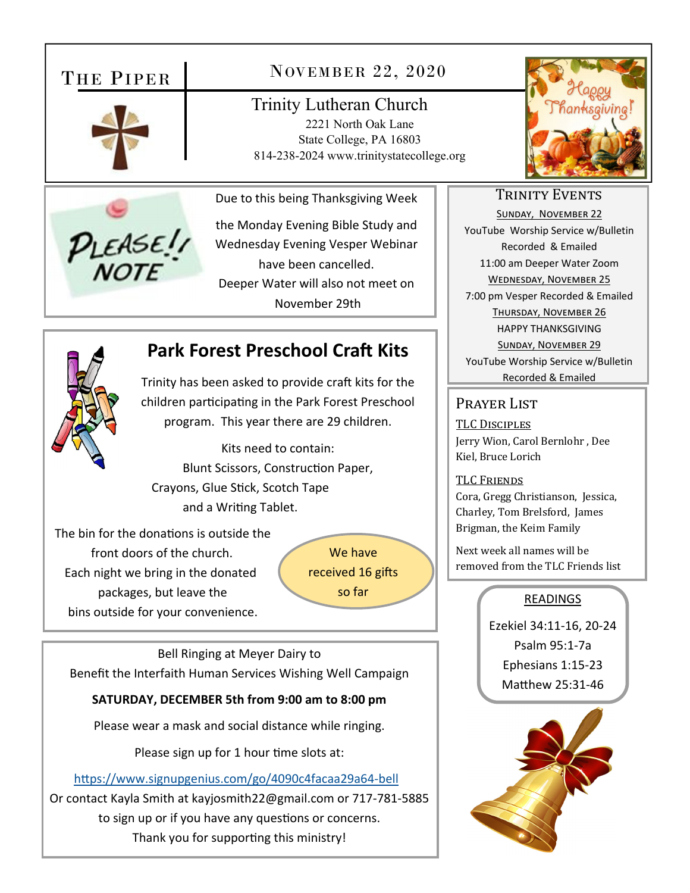# The Piper

## November 22, 2020

**Trinity Lutheran Church**
2221 North Oak Lane
State College, PA 16803
814-238-2024 www.trinitystatecollege.org

Due to this being Thanksgiving Week the Monday Evening Bible Study and Wednesday Evening Vesper Webinar have been cancelled.
Deeper Water will also not meet on November 29th

## Park Forest Preschool Craft Kits

Trinity has been asked to provide craft kits for the children participating in the Park Forest Preschool program. This year there are 29 children.

Kits need to contain:
Blunt Scissors, Construction Paper, Crayons, Glue Stick, Scotch Tape and a Writing Tablet.

The bin for the donations is outside the front doors of the church. Each night we bring in the donated packages, but leave the bins outside for your convenience.

We have received 16 gifts so far

Bell Ringing at Meyer Dairy to Benefit the Interfaith Human Services Wishing Well Campaign

**SATURDAY, DECEMBER 5th from 9:00 am to 8:00 pm**

Please wear a mask and social distance while ringing.

Please sign up for 1 hour time slots at:

https://www.signupgenius.com/go/4090c4facaa29a64-bell

Or contact Kayla Smith at kayjosmith22@gmail.com or 717-781-5885 to sign up or if you have any questions or concerns.
Thank you for supporting this ministry!

## Trinity Events

**Sunday, November 22**
YouTube Worship Service w/Bulletin Recorded & Emailed
11:00 am Deeper Water Zoom

**Wednesday, November 25**
7:00 pm Vesper Recorded & Emailed

**Thursday, November 26**
HAPPY THANKSGIVING

**Sunday, November 29**
YouTube Worship Service w/Bulletin Recorded & Emailed

## Prayer List

**TLC Disciples**
Jerry Wion, Carol Bernlohr , Dee Kiel, Bruce Lorich

**TLC Friends**
Cora, Gregg Christianson, Jessica, Charley, Tom Brelsford, James Brigman, the Keim Family

Next week all names will be removed from the TLC Friends list

## Readings

Ezekiel 34:11-16, 20-24
Psalm 95:1-7a
Ephesians 1:15-23
Matthew 25:31-46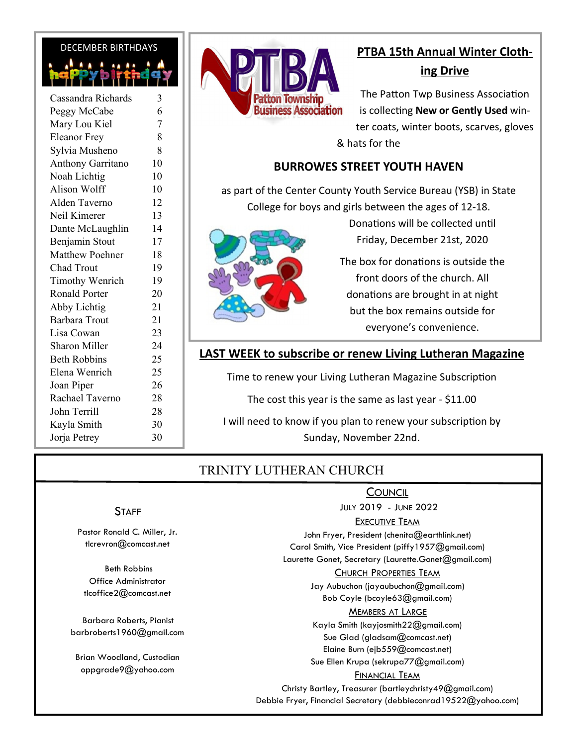## DECEMBER BIRTHDAYS

happy birthday

| Name | Day |
|---|---|
| Cassandra Richards | 3 |
| Peggy McCabe | 6 |
| Mary Lou Kiel | 7 |
| Eleanor Frey | 8 |
| Sylvia Musheno | 8 |
| Anthony Garritano | 10 |
| Noah Lichtig | 10 |
| Alison Wolff | 10 |
| Alden Taverno | 12 |
| Neil Kimerer | 13 |
| Dante McLaughlin | 14 |
| Benjamin Stout | 17 |
| Matthew Poehner | 18 |
| Chad Trout | 19 |
| Timothy Wenrich | 19 |
| Ronald Porter | 20 |
| Abby Lichtig | 21 |
| Barbara Trout | 21 |
| Lisa Cowan | 23 |
| Sharon Miller | 24 |
| Beth Robbins | 25 |
| Elena Wenrich | 25 |
| Joan Piper | 26 |
| Rachael Taverno | 28 |
| John Terrill | 28 |
| Kayla Smith | 30 |
| Jorja Petrey | 30 |

PTBA Patton Township Business Association

## PTBA 15th Annual Winter Clothing Drive

The Patton Twp Business Association is collecting **New or Gently Used** winter coats, winter boots, scarves, gloves & hats for the

**BURROWES STREET YOUTH HAVEN**

as part of the Center County Youth Service Bureau (YSB) in State College for boys and girls between the ages of 12-18.

Donations will be collected until Friday, December 21st, 2020

The box for donations is outside the front doors of the church. All donations are brought in at night but the box remains outside for everyone's convenience.

## LAST WEEK to subscribe or renew Living Lutheran Magazine

Time to renew your Living Lutheran Magazine Subscription

The cost this year is the same as last year - $11.00

I will need to know if you plan to renew your subscription by Sunday, November 22nd.

## TRINITY LUTHERAN CHURCH

### Staff

Pastor Ronald C. Miller, Jr.
tlcrevron@comcast.net

Beth Robbins
Office Administrator
tlcoffice2@comcast.net

Barbara Roberts, Pianist
barbroberts1960@gmail.com

Brian Woodland, Custodian
oppgrade9@yahoo.com

### Council

July 2019 - June 2022

**Executive Team**

John Fryer, President (chenita@earthlink.net)
Carol Smith, Vice President (piffy1957@gmail.com)
Laurette Gonet, Secretary (Laurette.Gonet@gmail.com)

**Church Properties Team**

Jay Aubuchon (jayaubuchon@gmail.com)
Bob Coyle (bcoyle63@gmail.com)

**Members at Large**

Kayla Smith (kayjosmith22@gmail.com)
Sue Glad (gladsam@comcast.net)
Elaine Burn (ejb559@comcast.net)
Sue Ellen Krupa (sekrupa77@gmail.com)

**Financial Team**

Christy Bartley, Treasurer (bartleychristy49@gmail.com)
Debbie Fryer, Financial Secretary (debbieconrad19522@yahoo.com)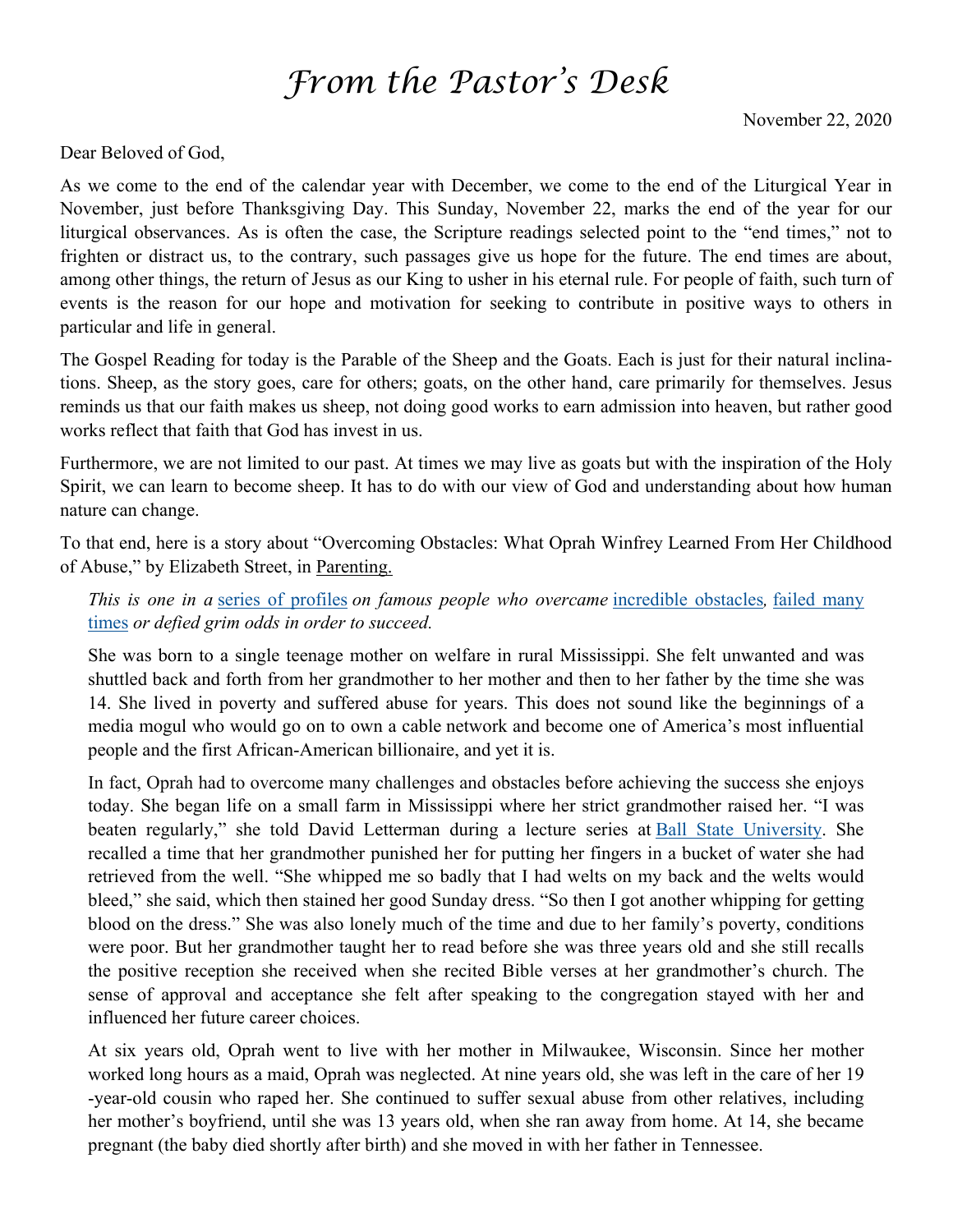# *From the Pastor's Desk*

November 22, 2020

Dear Beloved of God,

As we come to the end of the calendar year with December, we come to the end of the Liturgical Year in November, just before Thanksgiving Day. This Sunday, November 22, marks the end of the year for our liturgical observances. As is often the case, the Scripture readings selected point to the "end times," not to frighten or distract us, to the contrary, such passages give us hope for the future. The end times are about, among other things, the return of Jesus as our King to usher in his eternal rule. For people of faith, such turn of events is the reason for our hope and motivation for seeking to contribute in positive ways to others in particular and life in general.

The Gospel Reading for today is the Parable of the Sheep and the Goats. Each is just for their natural inclinations. Sheep, as the story goes, care for others; goats, on the other hand, care primarily for themselves. Jesus reminds us that our faith makes us sheep, not doing good works to earn admission into heaven, but rather good works reflect that faith that God has invest in us.

Furthermore, we are not limited to our past. At times we may live as goats but with the inspiration of the Holy Spirit, we can learn to become sheep. It has to do with our view of God and understanding about how human nature can change.

To that end, here is a story about "Overcoming Obstacles: What Oprah Winfrey Learned From Her Childhood of Abuse," by Elizabeth Street, in Parenting.

> *This is one in a series of profiles on famous people who overcame incredible obstacles, failed many times or defied grim odds in order to succeed.*
>
> She was born to a single teenage mother on welfare in rural Mississippi. She felt unwanted and was shuttled back and forth from her grandmother to her mother and then to her father by the time she was 14. She lived in poverty and suffered abuse for years. This does not sound like the beginnings of a media mogul who would go on to own a cable network and become one of America's most influential people and the first African-American billionaire, and yet it is.
>
> In fact, Oprah had to overcome many challenges and obstacles before achieving the success she enjoys today. She began life on a small farm in Mississippi where her strict grandmother raised her. "I was beaten regularly," she told David Letterman during a lecture series at Ball State University. She recalled a time that her grandmother punished her for putting her fingers in a bucket of water she had retrieved from the well. "She whipped me so badly that I had welts on my back and the welts would bleed," she said, which then stained her good Sunday dress. "So then I got another whipping for getting blood on the dress." She was also lonely much of the time and due to her family's poverty, conditions were poor. But her grandmother taught her to read before she was three years old and she still recalls the positive reception she received when she recited Bible verses at her grandmother's church. The sense of approval and acceptance she felt after speaking to the congregation stayed with her and influenced her future career choices.
>
> At six years old, Oprah went to live with her mother in Milwaukee, Wisconsin. Since her mother worked long hours as a maid, Oprah was neglected. At nine years old, she was left in the care of her 19-year-old cousin who raped her. She continued to suffer sexual abuse from other relatives, including her mother's boyfriend, until she was 13 years old, when she ran away from home. At 14, she became pregnant (the baby died shortly after birth) and she moved in with her father in Tennessee.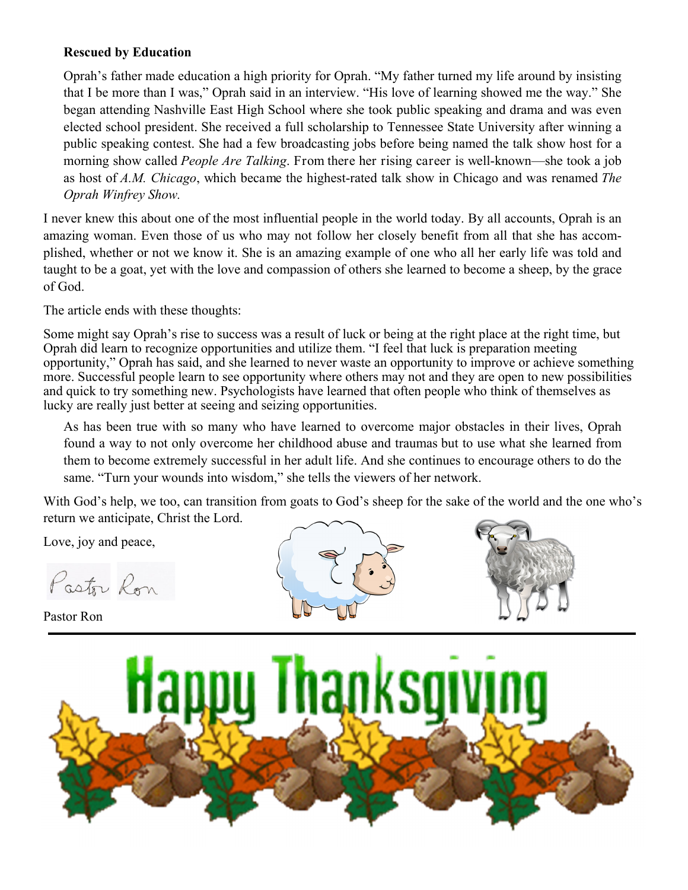**Rescued by Education**

> Oprah's father made education a high priority for Oprah. "My father turned my life around by insisting that I be more than I was," Oprah said in an interview. "His love of learning showed me the way." She began attending Nashville East High School where she took public speaking and drama and was even elected school president. She received a full scholarship to Tennessee State University after winning a public speaking contest. She had a few broadcasting jobs before being named the talk show host for a morning show called *People Are Talking*. From there her rising career is well-known—she took a job as host of *A.M. Chicago*, which became the highest-rated talk show in Chicago and was renamed *The Oprah Winfrey Show.*

I never knew this about one of the most influential people in the world today. By all accounts, Oprah is an amazing woman. Even those of us who may not follow her closely benefit from all that she has accomplished, whether or not we know it. She is an amazing example of one who all her early life was told and taught to be a goat, yet with the love and compassion of others she learned to become a sheep, by the grace of God.

The article ends with these thoughts:

Some might say Oprah's rise to success was a result of luck or being at the right place at the right time, but Oprah did learn to recognize opportunities and utilize them. "I feel that luck is preparation meeting opportunity," Oprah has said, and she learned to never waste an opportunity to improve or achieve something more. Successful people learn to see opportunity where others may not and they are open to new possibilities and quick to try something new. Psychologists have learned that often people who think of themselves as lucky are really just better at seeing and seizing opportunities.

> As has been true with so many who have learned to overcome major obstacles in their lives, Oprah found a way to not only overcome her childhood abuse and traumas but to use what she learned from them to become extremely successful in her adult life. And she continues to encourage others to do the same. "Turn your wounds into wisdom," she tells the viewers of her network.

With God's help, we too, can transition from goats to God's sheep for the sake of the world and the one who's return we anticipate, Christ the Lord.

Love, joy and peace,

Pastor Ron

Pastor Ron

Happy Thanksgiving